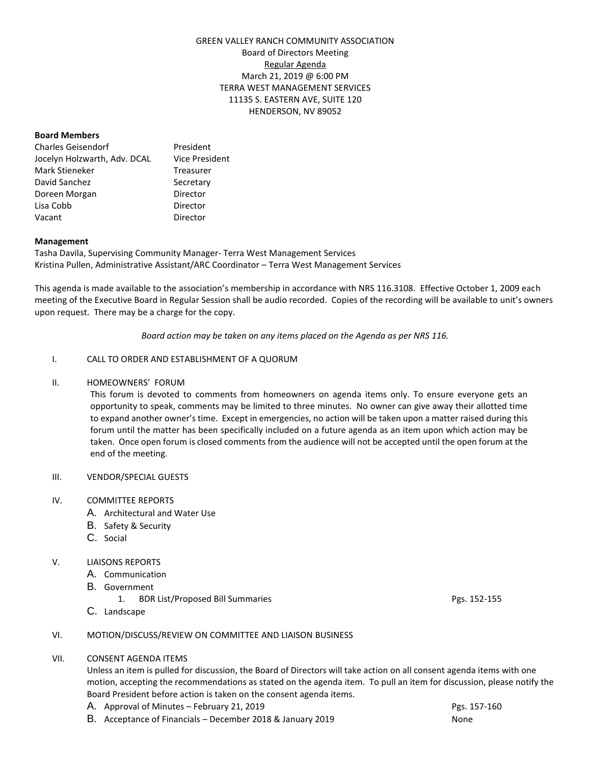GREEN VALLEY RANCH COMMUNITY ASSOCIATION
Board of Directors Meeting
Regular Agenda
March 21, 2019 @ 6:00 PM
TERRA WEST MANAGEMENT SERVICES
11135 S. EASTERN AVE, SUITE 120
HENDERSON, NV 89052

**Board Members**

| | |
|---|---|
| Charles Geisendorf | President |
| Jocelyn Holzwarth, Adv. DCAL | Vice President |
| Mark Stieneker | Treasurer |
| David Sanchez | Secretary |
| Doreen Morgan | Director |
| Lisa Cobb | Director |
| Vacant | Director |

**Management**

Tasha Davila, Supervising Community Manager- Terra West Management Services
Kristina Pullen, Administrative Assistant/ARC Coordinator – Terra West Management Services

This agenda is made available to the association's membership in accordance with NRS 116.3108. Effective October 1, 2009 each meeting of the Executive Board in Regular Session shall be audio recorded. Copies of the recording will be available to unit's owners upon request. There may be a charge for the copy.

*Board action may be taken on any items placed on the Agenda as per NRS 116.*

I. CALL TO ORDER AND ESTABLISHMENT OF A QUORUM

II. HOMEOWNERS' FORUM

This forum is devoted to comments from homeowners on agenda items only. To ensure everyone gets an opportunity to speak, comments may be limited to three minutes. No owner can give away their allotted time to expand another owner's time. Except in emergencies, no action will be taken upon a matter raised during this forum until the matter has been specifically included on a future agenda as an item upon which action may be taken. Once open forum is closed comments from the audience will not be accepted until the open forum at the end of the meeting.

III. VENDOR/SPECIAL GUESTS

IV. COMMITTEE REPORTS
- A. Architectural and Water Use
- B. Safety & Security
- C. Social

V. LIAISONS REPORTS
- A. Communication
- B. Government
  1. BDR List/Proposed Bill Summaries — Pgs. 152-155
- C. Landscape

VI. MOTION/DISCUSS/REVIEW ON COMMITTEE AND LIAISON BUSINESS

VII. CONSENT AGENDA ITEMS

Unless an item is pulled for discussion, the Board of Directors will take action on all consent agenda items with one motion, accepting the recommendations as stated on the agenda item. To pull an item for discussion, please notify the Board President before action is taken on the consent agenda items.

- A. Approval of Minutes – February 21, 2019 — Pgs. 157-160
- B. Acceptance of Financials – December 2018 & January 2019 — None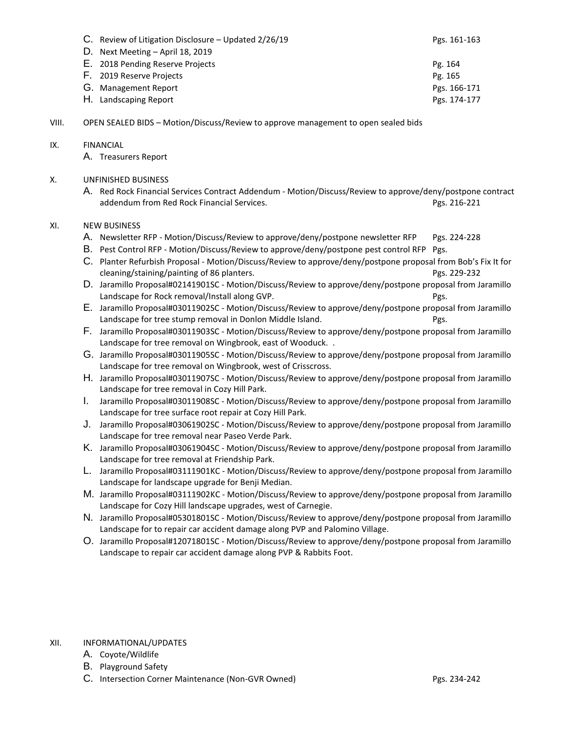C. Review of Litigation Disclosure – Updated 2/26/19 Pgs. 161-163
D. Next Meeting – April 18, 2019
E. 2018 Pending Reserve Projects Pg. 164
F. 2019 Reserve Projects Pg. 165
G. Management Report Pgs. 166-171
H. Landscaping Report Pgs. 174-177

VIII. OPEN SEALED BIDS – Motion/Discuss/Review to approve management to open sealed bids

IX. FINANCIAL

A. Treasurers Report

X. UNFINISHED BUSINESS

A. Red Rock Financial Services Contract Addendum - Motion/Discuss/Review to approve/deny/postpone contract addendum from Red Rock Financial Services. Pgs. 216-221

XI. NEW BUSINESS

A. Newsletter RFP - Motion/Discuss/Review to approve/deny/postpone newsletter RFP Pgs. 224-228
B. Pest Control RFP - Motion/Discuss/Review to approve/deny/postpone pest control RFP Pgs.
C. Planter Refurbish Proposal - Motion/Discuss/Review to approve/deny/postpone proposal from Bob's Fix It for cleaning/staining/painting of 86 planters. Pgs. 229-232
D. Jaramillo Proposal#02141901SC - Motion/Discuss/Review to approve/deny/postpone proposal from Jaramillo Landscape for Rock removal/Install along GVP. Pgs.
E. Jaramillo Proposal#03011902SC - Motion/Discuss/Review to approve/deny/postpone proposal from Jaramillo Landscape for tree stump removal in Donlon Middle Island. Pgs.
F. Jaramillo Proposal#03011903SC - Motion/Discuss/Review to approve/deny/postpone proposal from Jaramillo Landscape for tree removal on Wingbrook, east of Wooduck. .
G. Jaramillo Proposal#03011905SC - Motion/Discuss/Review to approve/deny/postpone proposal from Jaramillo Landscape for tree removal on Wingbrook, west of Crisscross.
H. Jaramillo Proposal#03011907SC - Motion/Discuss/Review to approve/deny/postpone proposal from Jaramillo Landscape for tree removal in Cozy Hill Park.
I. Jaramillo Proposal#03011908SC - Motion/Discuss/Review to approve/deny/postpone proposal from Jaramillo Landscape for tree surface root repair at Cozy Hill Park.
J. Jaramillo Proposal#03061902SC - Motion/Discuss/Review to approve/deny/postpone proposal from Jaramillo Landscape for tree removal near Paseo Verde Park.
K. Jaramillo Proposal#03061904SC - Motion/Discuss/Review to approve/deny/postpone proposal from Jaramillo Landscape for tree removal at Friendship Park.
L. Jaramillo Proposal#03111901KC - Motion/Discuss/Review to approve/deny/postpone proposal from Jaramillo Landscape for landscape upgrade for Benji Median.
M. Jaramillo Proposal#03111902KC - Motion/Discuss/Review to approve/deny/postpone proposal from Jaramillo Landscape for Cozy Hill landscape upgrades, west of Carnegie.
N. Jaramillo Proposal#05301801SC - Motion/Discuss/Review to approve/deny/postpone proposal from Jaramillo Landscape for to repair car accident damage along PVP and Palomino Village.
O. Jaramillo Proposal#12071801SC - Motion/Discuss/Review to approve/deny/postpone proposal from Jaramillo Landscape to repair car accident damage along PVP & Rabbits Foot.

XII. INFORMATIONAL/UPDATES

A. Coyote/Wildlife
B. Playground Safety
C. Intersection Corner Maintenance (Non-GVR Owned) Pgs. 234-242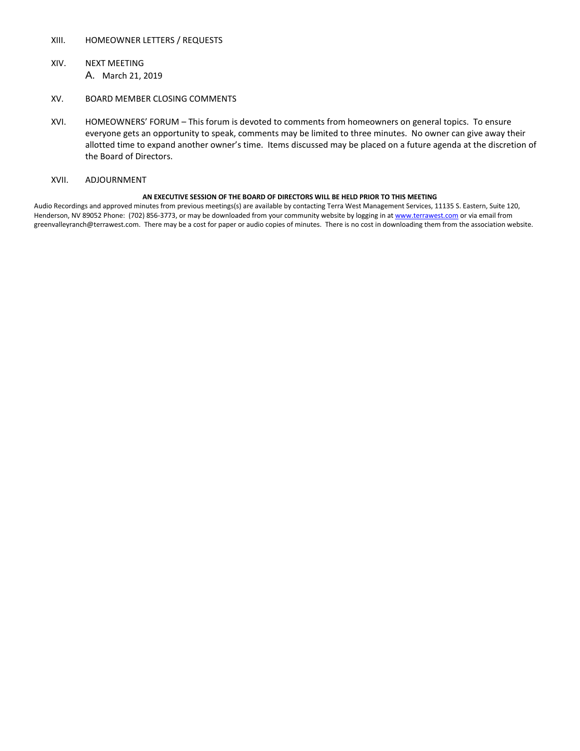XIII. HOMEOWNER LETTERS / REQUESTS

XIV. NEXT MEETING

A. March 21, 2019

XV. BOARD MEMBER CLOSING COMMENTS

XVI. HOMEOWNERS' FORUM – This forum is devoted to comments from homeowners on general topics. To ensure everyone gets an opportunity to speak, comments may be limited to three minutes. No owner can give away their allotted time to expand another owner's time. Items discussed may be placed on a future agenda at the discretion of the Board of Directors.

XVII. ADJOURNMENT

**AN EXECUTIVE SESSION OF THE BOARD OF DIRECTORS WILL BE HELD PRIOR TO THIS MEETING**

Audio Recordings and approved minutes from previous meetings(s) are available by contacting Terra West Management Services, 11135 S. Eastern, Suite 120, Henderson, NV 89052 Phone: (702) 856-3773, or may be downloaded from your community website by logging in at [www.terrawest.com](http://www.terrawest.com) or via email from greenvalleyranch@terrawest.com. There may be a cost for paper or audio copies of minutes. There is no cost in downloading them from the association website.